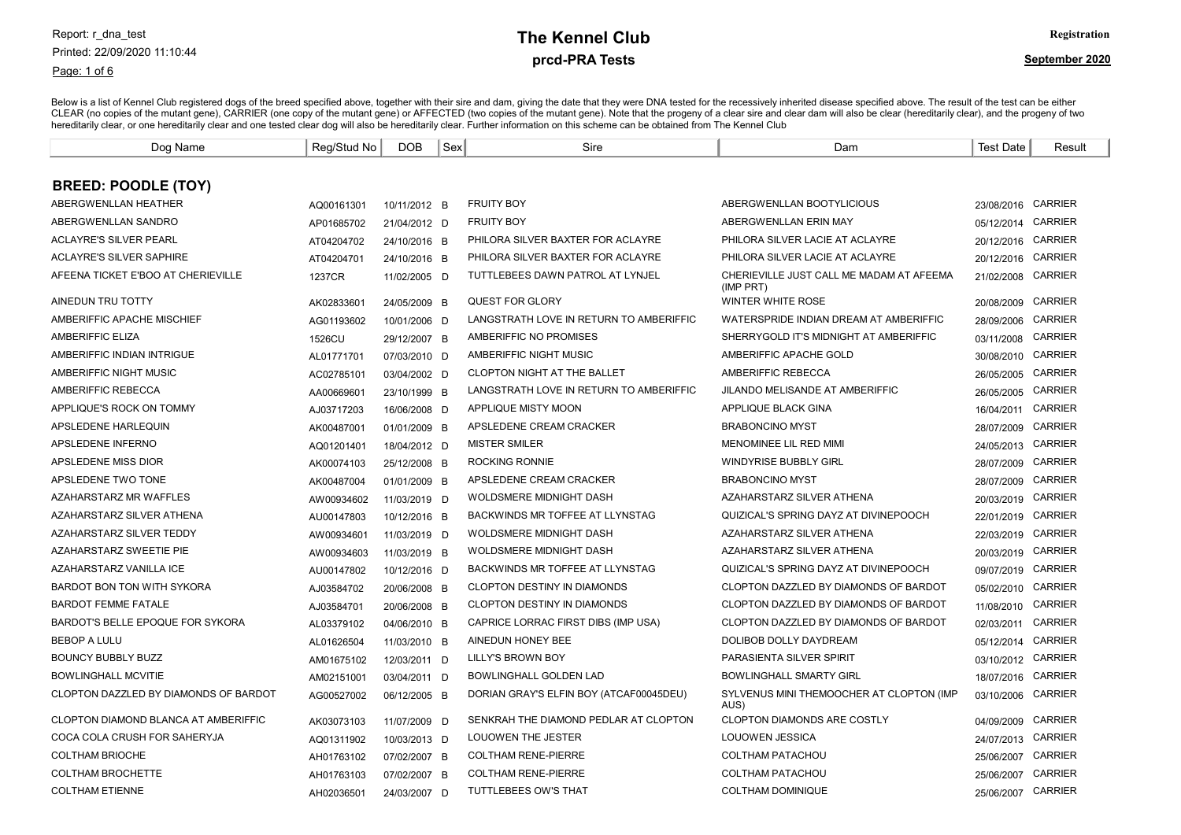# The Kennel Club

## prcd-PRA Tests

Registration

September 2020

Below is a list of Kennel Club registered dogs of the breed specified above, together with their sire and dam, giving the date that they were DNA tested for the recessively inherited disease specified above. The result of the test can be either CLEAR (no copies of the mutant gene), CARRIER (one copy of the mutant gene) or AFFECTED (two copies of the mutant gene). Note that the progeny of a clear sire and clear dam will also be clear (hereditarily clear), and the progeny of two hereditarily clear, or one hereditarily clear and one tested clear dog will also be hereditarily clear. Further information on this scheme can be obtained from The Kennel Club

### BREED: POODLE (TOY)

| Dog Name | Reg/Stud No | DOB | Sex | Sire | Dam | Test Date | Result |
|---|---|---|---|---|---|---|---|
| ABERGWENLLAN HEATHER | AQ00161301 | 10/11/2012 | B | FRUITY BOY | ABERGWENLLAN BOOTYLICIOUS | 23/08/2016 | CARRIER |
| ABERGWENLLAN SANDRO | AP01685702 | 21/04/2012 | D | FRUITY BOY | ABERGWENLLAN ERIN MAY | 05/12/2014 | CARRIER |
| ACLAYRE'S SILVER PEARL | AT04204702 | 24/10/2016 | B | PHILORA SILVER BAXTER FOR ACLAYRE | PHILORA SILVER LACIE AT ACLAYRE | 20/12/2016 | CARRIER |
| ACLAYRE'S SILVER SAPHIRE | AT04204701 | 24/10/2016 | B | PHILORA SILVER BAXTER FOR ACLAYRE | PHILORA SILVER LACIE AT ACLAYRE | 20/12/2016 | CARRIER |
| AFEENA TICKET E'BOO AT CHERIEVILLE | 1237CR | 11/02/2005 | D | TUTTLEBEES DAWN PATROL AT LYNJEL | CHERIEVILLE JUST CALL ME MADAM AT AFEEMA (IMP PRT) | 21/02/2008 | CARRIER |
| AINEDUN TRU TOTTY | AK02833601 | 24/05/2009 | B | QUEST FOR GLORY | WINTER WHITE ROSE | 20/08/2009 | CARRIER |
| AMBERIFFIC APACHE MISCHIEF | AG01193602 | 10/01/2006 | D | LANGSTRATH LOVE IN RETURN TO AMBERIFFIC | WATERSPRIDE INDIAN DREAM AT AMBERIFFIC | 28/09/2006 | CARRIER |
| AMBERIFFIC ELIZA | 1526CU | 29/12/2007 | B | AMBERIFFIC NO PROMISES | SHERRYGOLD IT'S MIDNIGHT AT AMBERIFFIC | 03/11/2008 | CARRIER |
| AMBERIFFIC INDIAN INTRIGUE | AL01771701 | 07/03/2010 | D | AMBERIFFIC NIGHT MUSIC | AMBERIFFIC APACHE GOLD | 30/08/2010 | CARRIER |
| AMBERIFFIC NIGHT MUSIC | AC02785101 | 03/04/2002 | D | CLOPTON NIGHT AT THE BALLET | AMBERIFFIC REBECCA | 26/05/2005 | CARRIER |
| AMBERIFFIC REBECCA | AA00669601 | 23/10/1999 | B | LANGSTRATH LOVE IN RETURN TO AMBERIFFIC | JILANDO MELISANDE AT AMBERIFFIC | 26/05/2005 | CARRIER |
| APPLIQUE'S ROCK ON TOMMY | AJ03717203 | 16/06/2008 | D | APPLIQUE MISTY MOON | APPLIQUE BLACK GINA | 16/04/2011 | CARRIER |
| APSLEDENE HARLEQUIN | AK00487001 | 01/01/2009 | B | APSLEDENE CREAM CRACKER | BRABONCINO MYST | 28/07/2009 | CARRIER |
| APSLEDENE INFERNO | AQ01201401 | 18/04/2012 | D | MISTER SMILER | MENOMINEE LIL RED MIMI | 24/05/2013 | CARRIER |
| APSLEDENE MISS DIOR | AK00074103 | 25/12/2008 | B | ROCKING RONNIE | WINDYRISE BUBBLY GIRL | 28/07/2009 | CARRIER |
| APSLEDENE TWO TONE | AK00487004 | 01/01/2009 | B | APSLEDENE CREAM CRACKER | BRABONCINO MYST | 28/07/2009 | CARRIER |
| AZAHARSTARZ MR WAFFLES | AW00934602 | 11/03/2019 | D | WOLDSMERE MIDNIGHT DASH | AZAHARSTARZ SILVER ATHENA | 20/03/2019 | CARRIER |
| AZAHARSTARZ SILVER ATHENA | AU00147803 | 10/12/2016 | B | BACKWINDS MR TOFFEE AT LLYNSTAG | QUIZICAL'S SPRING DAYZ AT DIVINEPOOCH | 22/01/2019 | CARRIER |
| AZAHARSTARZ SILVER TEDDY | AW00934601 | 11/03/2019 | D | WOLDSMERE MIDNIGHT DASH | AZAHARSTARZ SILVER ATHENA | 22/03/2019 | CARRIER |
| AZAHARSTARZ SWEETIE PIE | AW00934603 | 11/03/2019 | B | WOLDSMERE MIDNIGHT DASH | AZAHARSTARZ SILVER ATHENA | 20/03/2019 | CARRIER |
| AZAHARSTARZ VANILLA ICE | AU00147802 | 10/12/2016 | D | BACKWINDS MR TOFFEE AT LLYNSTAG | QUIZICAL'S SPRING DAYZ AT DIVINEPOOCH | 09/07/2019 | CARRIER |
| BARDOT BON TON WITH SYKORA | AJ03584702 | 20/06/2008 | B | CLOPTON DESTINY IN DIAMONDS | CLOPTON DAZZLED BY DIAMONDS OF BARDOT | 05/02/2010 | CARRIER |
| BARDOT FEMME FATALE | AJ03584701 | 20/06/2008 | B | CLOPTON DESTINY IN DIAMONDS | CLOPTON DAZZLED BY DIAMONDS OF BARDOT | 11/08/2010 | CARRIER |
| BARDOT'S BELLE EPOQUE FOR SYKORA | AL03379102 | 04/06/2010 | B | CAPRICE LORRAC FIRST DIBS (IMP USA) | CLOPTON DAZZLED BY DIAMONDS OF BARDOT | 02/03/2011 | CARRIER |
| BEBOP A LULU | AL01626504 | 11/03/2010 | B | AINEDUN HONEY BEE | DOLIBOB DOLLY DAYDREAM | 05/12/2014 | CARRIER |
| BOUNCY BUBBLY BUZZ | AM01675102 | 12/03/2011 | D | LILLY'S BROWN BOY | PARASIENTA SILVER SPIRIT | 03/10/2012 | CARRIER |
| BOWLINGHALL MCVITIE | AM02151001 | 03/04/2011 | D | BOWLINGHALL GOLDEN LAD | BOWLINGHALL SMARTY GIRL | 18/07/2016 | CARRIER |
| CLOPTON DAZZLED BY DIAMONDS OF BARDOT | AG00527002 | 06/12/2005 | B | DORIAN GRAY'S ELFIN BOY (ATCAF00045DEU) | SYLVENUS MINI THEMOOCHER AT CLOPTON (IMP AUS) | 03/10/2006 | CARRIER |
| CLOPTON DIAMOND BLANCA AT AMBERIFFIC | AK03073103 | 11/07/2009 | D | SENKRAH THE DIAMOND PEDLAR AT CLOPTON | CLOPTON DIAMONDS ARE COSTLY | 04/09/2009 | CARRIER |
| COCA COLA CRUSH FOR SAHERYJA | AQ01311902 | 10/03/2013 | D | LOUOWEN THE JESTER | LOUOWEN JESSICA | 24/07/2013 | CARRIER |
| COLTHAM BRIOCHE | AH01763102 | 07/02/2007 | B | COLTHAM RENE-PIERRE | COLTHAM PATACHOU | 25/06/2007 | CARRIER |
| COLTHAM BROCHETTE | AH01763103 | 07/02/2007 | B | COLTHAM RENE-PIERRE | COLTHAM PATACHOU | 25/06/2007 | CARRIER |
| COLTHAM ETIENNE | AH02036501 | 24/03/2007 | D | TUTTLEBEES OW'S THAT | COLTHAM DOMINIQUE | 25/06/2007 | CARRIER |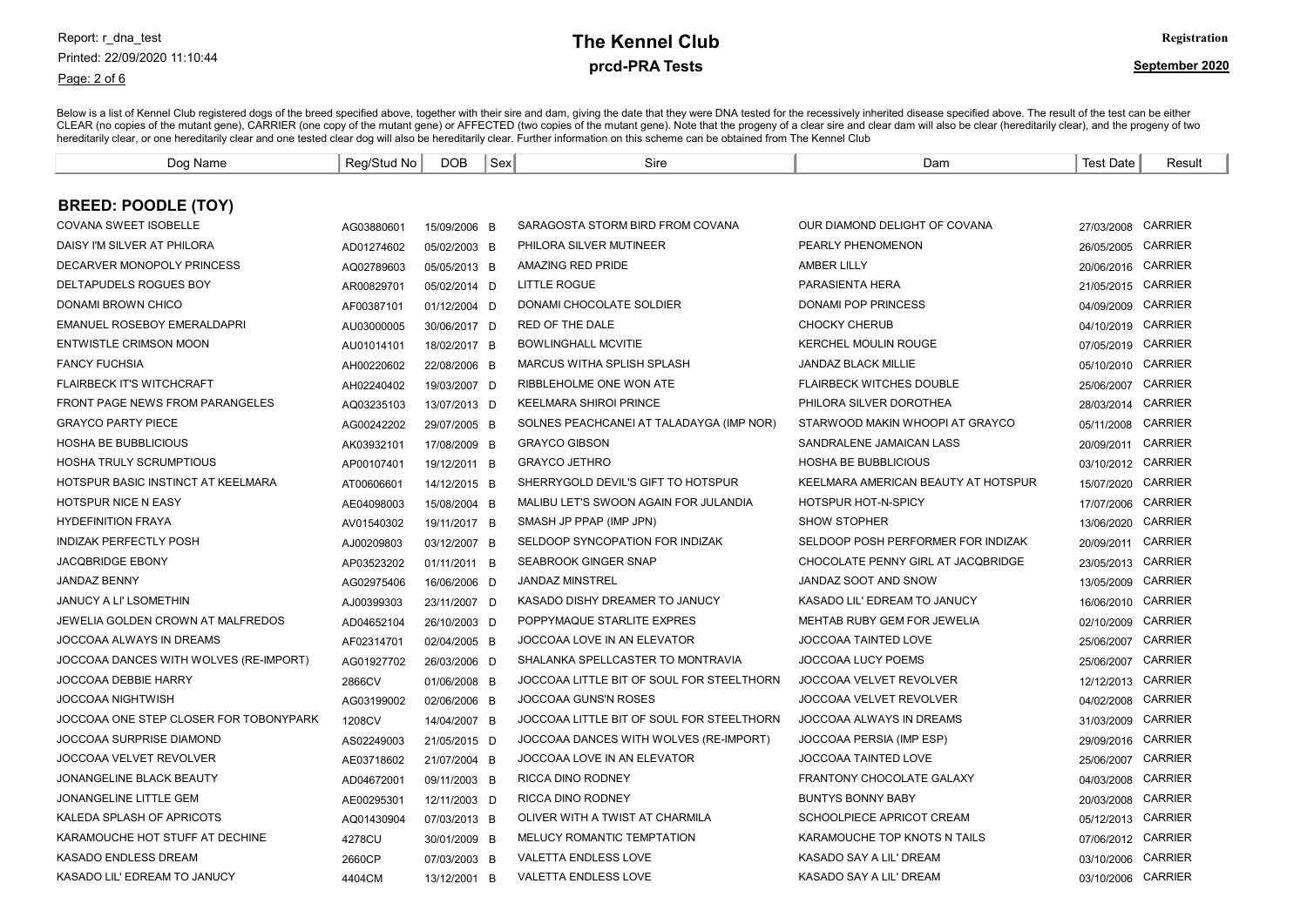# The Kennel Club

## prcd-PRA Tests

Registration

September 2020

Below is a list of Kennel Club registered dogs of the breed specified above, together with their sire and dam, giving the date that they were DNA tested for the recessively inherited disease specified above. The result of the test can be either CLEAR (no copies of the mutant gene), CARRIER (one copy of the mutant gene) or AFFECTED (two copies of the mutant gene). Note that the progeny of a clear sire and clear dam will also be clear (hereditarily clear), and the progeny of two hereditarily clear, or one hereditarily clear and one tested clear dog will also be hereditarily clear. Further information on this scheme can be obtained from The Kennel Club

### BREED: POODLE (TOY)

| Dog Name | Reg/Stud No | DOB | Sex | Sire | Dam | Test Date | Result |
|---|---|---|---|---|---|---|---|
| COVANA SWEET ISOBELLE | AG03880601 | 15/09/2006 | B | SARAGOSTA STORM BIRD FROM COVANA | OUR DIAMOND DELIGHT OF COVANA | 27/03/2008 | CARRIER |
| DAISY I'M SILVER AT PHILORA | AD01274602 | 05/02/2003 | B | PHILORA SILVER MUTINEER | PEARLY PHENOMENON | 26/05/2005 | CARRIER |
| DECARVER MONOPOLY PRINCESS | AQ02789603 | 05/05/2013 | B | AMAZING RED PRIDE | AMBER LILLY | 20/06/2016 | CARRIER |
| DELTAPUDELS ROGUES BOY | AR00829701 | 05/02/2014 | D | LITTLE ROGUE | PARASIENTA HERA | 21/05/2015 | CARRIER |
| DONAMI BROWN CHICO | AF00387101 | 01/12/2004 | D | DONAMI CHOCOLATE SOLDIER | DONAMI POP PRINCESS | 04/09/2009 | CARRIER |
| EMANUEL ROSEBOY EMERALDAPRI | AU03000005 | 30/06/2017 | D | RED OF THE DALE | CHOCKY CHERUB | 04/10/2019 | CARRIER |
| ENTWISTLE CRIMSON MOON | AU01014101 | 18/02/2017 | B | BOWLINGHALL MCVITIE | KERCHEL MOULIN ROUGE | 07/05/2019 | CARRIER |
| FANCY FUCHSIA | AH00220602 | 22/08/2006 | B | MARCUS WITHA SPLISH SPLASH | JANDAZ BLACK MILLIE | 05/10/2010 | CARRIER |
| FLAIRBECK IT'S WITCHCRAFT | AH02240402 | 19/03/2007 | D | RIBBLEHOLME ONE WON ATE | FLAIRBECK WITCHES DOUBLE | 25/06/2007 | CARRIER |
| FRONT PAGE NEWS FROM PARANGELES | AQ03235103 | 13/07/2013 | D | KEELMARA SHIROI PRINCE | PHILORA SILVER DOROTHEA | 28/03/2014 | CARRIER |
| GRAYCO PARTY PIECE | AG00242202 | 29/07/2005 | B | SOLNES PEACHCANEI AT TALADAYGA (IMP NOR) | STARWOOD MAKIN WHOOPI AT GRAYCO | 05/11/2008 | CARRIER |
| HOSHA BE BUBBLICIOUS | AK03932101 | 17/08/2009 | B | GRAYCO GIBSON | SANDRALENE JAMAICAN LASS | 20/09/2011 | CARRIER |
| HOSHA TRULY SCRUMPTIOUS | AP00107401 | 19/12/2011 | B | GRAYCO JETHRO | HOSHA BE BUBBLICIOUS | 03/10/2012 | CARRIER |
| HOTSPUR BASIC INSTINCT AT KEELMARA | AT00606601 | 14/12/2015 | B | SHERRYGOLD DEVIL'S GIFT TO HOTSPUR | KEELMARA AMERICAN BEAUTY AT HOTSPUR | 15/07/2020 | CARRIER |
| HOTSPUR NICE N EASY | AE04098003 | 15/08/2004 | B | MALIBU LET'S SWOON AGAIN FOR JULANDIA | HOTSPUR HOT-N-SPICY | 17/07/2006 | CARRIER |
| HYDEFINITION FRAYA | AV01540302 | 19/11/2017 | B | SMASH JP PPAP (IMP JPN) | SHOW STOPHER | 13/06/2020 | CARRIER |
| INDIZAK PERFECTLY POSH | AJ00209803 | 03/12/2007 | B | SELDOOP SYNCOPATION FOR INDIZAK | SELDOOP POSH PERFORMER FOR INDIZAK | 20/09/2011 | CARRIER |
| JACQBRIDGE EBONY | AP03523202 | 01/11/2011 | B | SEABROOK GINGER SNAP | CHOCOLATE PENNY GIRL AT JACQBRIDGE | 23/05/2013 | CARRIER |
| JANDAZ BENNY | AG02975406 | 16/06/2006 | D | JANDAZ MINSTREL | JANDAZ SOOT AND SNOW | 13/05/2009 | CARRIER |
| JANUCY A LI' LSOMETHIN | AJ00399303 | 23/11/2007 | D | KASADO DISHY DREAMER TO JANUCY | KASADO LIL' EDREAM TO JANUCY | 16/06/2010 | CARRIER |
| JEWELIA GOLDEN CROWN AT MALFREDOS | AD04652104 | 26/10/2003 | D | POPPYMAQUE STARLITE EXPRES | MEHTAB RUBY GEM FOR JEWELIA | 02/10/2009 | CARRIER |
| JOCCOAA ALWAYS IN DREAMS | AF02314701 | 02/04/2005 | B | JOCCOAA LOVE IN AN ELEVATOR | JOCCOAA TAINTED LOVE | 25/06/2007 | CARRIER |
| JOCCOAA DANCES WITH WOLVES (RE-IMPORT) | AG01927702 | 26/03/2006 | D | SHALANKA SPELLCASTER TO MONTRAVIA | JOCCOAA LUCY POEMS | 25/06/2007 | CARRIER |
| JOCCOAA DEBBIE HARRY | 2866CV | 01/06/2008 | B | JOCCOAA LITTLE BIT OF SOUL FOR STEELTHORN | JOCCOAA VELVET REVOLVER | 12/12/2013 | CARRIER |
| JOCCOAA NIGHTWISH | AG03199002 | 02/06/2006 | B | JOCCOAA GUNS'N ROSES | JOCCOAA VELVET REVOLVER | 04/02/2008 | CARRIER |
| JOCCOAA ONE STEP CLOSER FOR TOBONYPARK | 1208CV | 14/04/2007 | B | JOCCOAA LITTLE BIT OF SOUL FOR STEELTHORN | JOCCOAA ALWAYS IN DREAMS | 31/03/2009 | CARRIER |
| JOCCOAA SURPRISE DIAMOND | AS02249003 | 21/05/2015 | D | JOCCOAA DANCES WITH WOLVES (RE-IMPORT) | JOCCOAA PERSIA (IMP ESP) | 29/09/2016 | CARRIER |
| JOCCOAA VELVET REVOLVER | AE03718602 | 21/07/2004 | B | JOCCOAA LOVE IN AN ELEVATOR | JOCCOAA TAINTED LOVE | 25/06/2007 | CARRIER |
| JONANGELINE BLACK BEAUTY | AD04672001 | 09/11/2003 | B | RICCA DINO RODNEY | FRANTONY CHOCOLATE GALAXY | 04/03/2008 | CARRIER |
| JONANGELINE LITTLE GEM | AE00295301 | 12/11/2003 | D | RICCA DINO RODNEY | BUNTYS BONNY BABY | 20/03/2008 | CARRIER |
| KALEDA SPLASH OF APRICOTS | AQ01430904 | 07/03/2013 | B | OLIVER WITH A TWIST AT CHARMILA | SCHOOLPIECE APRICOT CREAM | 05/12/2013 | CARRIER |
| KARAMOUCHE HOT STUFF AT DECHINE | 4278CU | 30/01/2009 | B | MELUCY ROMANTIC TEMPTATION | KARAMOUCHE TOP KNOTS N TAILS | 07/06/2012 | CARRIER |
| KASADO ENDLESS DREAM | 2660CP | 07/03/2003 | B | VALETTA ENDLESS LOVE | KASADO SAY A LIL' DREAM | 03/10/2006 | CARRIER |
| KASADO LIL' EDREAM TO JANUCY | 4404CM | 13/12/2001 | B | VALETTA ENDLESS LOVE | KASADO SAY A LIL' DREAM | 03/10/2006 | CARRIER |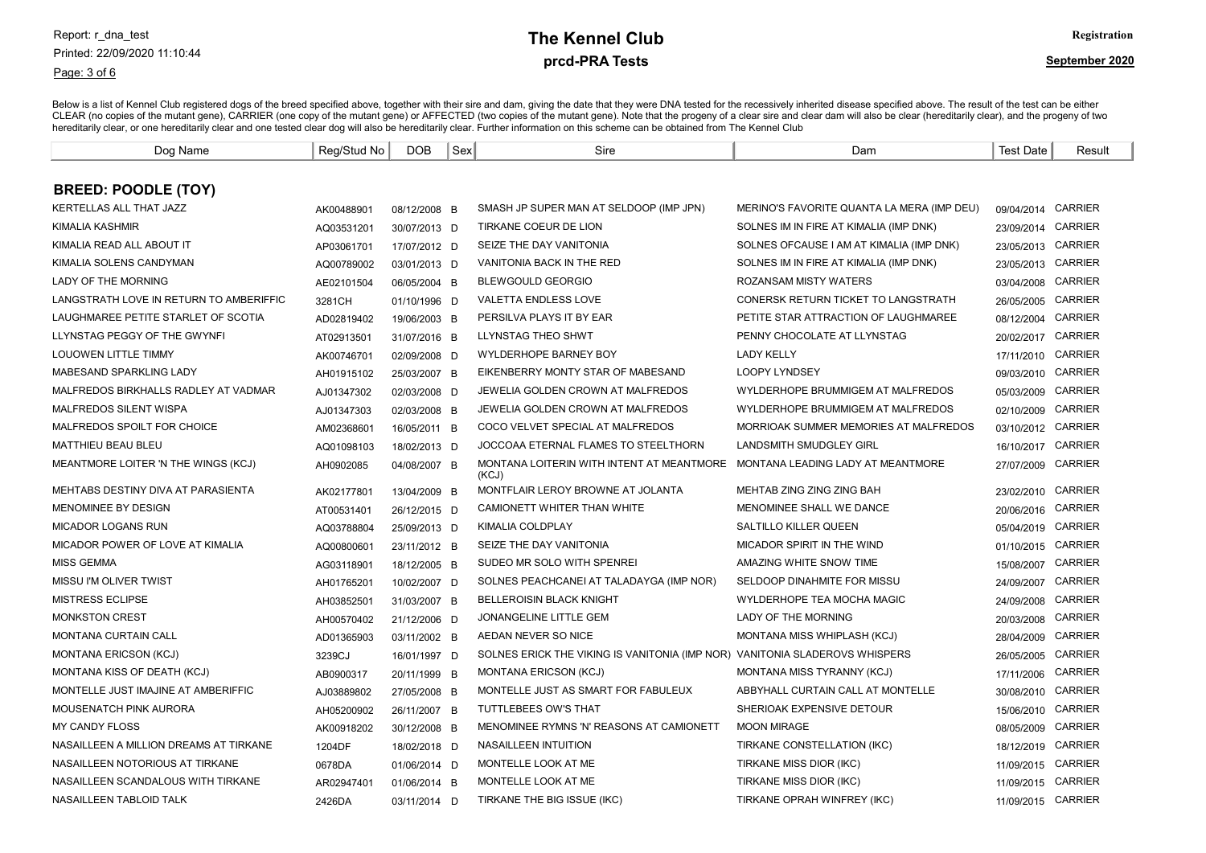Below is a list of Kennel Club registered dogs of the breed specified above, together with their sire and dam, giving the date that they were DNA tested for the recessively inherited disease specified above. The result of the test can be either CLEAR (no copies of the mutant gene), CARRIER (one copy of the mutant gene) or AFFECTED (two copies of the mutant gene). Note that the progeny of a clear sire and clear dam will also be clear (hereditarily clear), and the progeny of two hereditarily clear, or one hereditarily clear and one tested clear dog will also be hereditarily clear. Further information on this scheme can be obtained from The Kennel Club

| Dog Name | Reg/Stud No | DOB | Sex | Sire | Dam | Test Date | Result |
|---|---|---|---|---|---|---|---|
| **BREED: POODLE (TOY)** | | | | | | | |
| KERTELLAS ALL THAT JAZZ | AK00488901 | 08/12/2008 | B | SMASH JP SUPER MAN AT SELDOOP (IMP JPN) | MERINO'S FAVORITE QUANTA LA MERA (IMP DEU) | 09/04/2014 | CARRIER |
| KIMALIA KASHMIR | AQ03531201 | 30/07/2013 | D | TIRKANE COEUR DE LION | SOLNES IM IN FIRE AT KIMALIA (IMP DNK) | 23/09/2014 | CARRIER |
| KIMALIA READ ALL ABOUT IT | AP03061701 | 17/07/2012 | D | SEIZE THE DAY VANITONIA | SOLNES OFCAUSE I AM AT KIMALIA (IMP DNK) | 23/05/2013 | CARRIER |
| KIMALIA SOLENS CANDYMAN | AQ00789002 | 03/01/2013 | D | VANITONIA BACK IN THE RED | SOLNES IM IN FIRE AT KIMALIA (IMP DNK) | 23/05/2013 | CARRIER |
| LADY OF THE MORNING | AE02101504 | 06/05/2004 | B | BLEWGOULD GEORGIO | ROZANSAM MISTY WATERS | 03/04/2008 | CARRIER |
| LANGSTRATH LOVE IN RETURN TO AMBERIFFIC | 3281CH | 01/10/1996 | D | VALETTA ENDLESS LOVE | CONERSK RETURN TICKET TO LANGSTRATH | 26/05/2005 | CARRIER |
| LAUGHMAREE PETITE STARLET OF SCOTIA | AD02819402 | 19/06/2003 | B | PERSILVA PLAYS IT BY EAR | PETITE STAR ATTRACTION OF LAUGHMAREE | 08/12/2004 | CARRIER |
| LLYNSTAG PEGGY OF THE GWYNFI | AT02913501 | 31/07/2016 | B | LLYNSTAG THEO SHWT | PENNY CHOCOLATE AT LLYNSTAG | 20/02/2017 | CARRIER |
| LOUOWEN LITTLE TIMMY | AK00746701 | 02/09/2008 | D | WYLDERHOPE BARNEY BOY | LADY KELLY | 17/11/2010 | CARRIER |
| MABESAND SPARKLING LADY | AH01915102 | 25/03/2007 | B | EIKENBERRY MONTY STAR OF MABESAND | LOOPY LYNDSEY | 09/03/2010 | CARRIER |
| MALFREDOS BIRKHALLS RADLEY AT VADMAR | AJ01347302 | 02/03/2008 | D | JEWELIA GOLDEN CROWN AT MALFREDOS | WYLDERHOPE BRUMMIGEM AT MALFREDOS | 05/03/2009 | CARRIER |
| MALFREDOS SILENT WISPA | AJ01347303 | 02/03/2008 | B | JEWELIA GOLDEN CROWN AT MALFREDOS | WYLDERHOPE BRUMMIGEM AT MALFREDOS | 02/10/2009 | CARRIER |
| MALFREDOS SPOILT FOR CHOICE | AM02368601 | 16/05/2011 | B | COCO VELVET SPECIAL AT MALFREDOS | MORRIOAK SUMMER MEMORIES AT MALFREDOS | 03/10/2012 | CARRIER |
| MATTHIEU BEAU BLEU | AQ01098103 | 18/02/2013 | D | JOCCOAA ETERNAL FLAMES TO STEELTHORN | LANDSMITH SMUDGLEY GIRL | 16/10/2017 | CARRIER |
| MEANTMORE LOITER 'N THE WINGS (KCJ) | AH0902085 | 04/08/2007 | B | MONTANA LOITERIN WITH INTENT AT MEANTMORE (KCJ) | MONTANA LEADING LADY AT MEANTMORE | 27/07/2009 | CARRIER |
| MEHTABS DESTINY DIVA AT PARASIENTA | AK02177801 | 13/04/2009 | B | MONTFLAIR LEROY BROWNE AT JOLANTA | MEHTAB ZING ZING ZING BAH | 23/02/2010 | CARRIER |
| MENOMINEE BY DESIGN | AT00531401 | 26/12/2015 | D | CAMIONETT WHITER THAN WHITE | MENOMINEE SHALL WE DANCE | 20/06/2016 | CARRIER |
| MICADOR LOGANS RUN | AQ03788804 | 25/09/2013 | D | KIMALIA COLDPLAY | SALTILLO KILLER QUEEN | 05/04/2019 | CARRIER |
| MICADOR POWER OF LOVE AT KIMALIA | AQ00800601 | 23/11/2012 | B | SEIZE THE DAY VANITONIA | MICADOR SPIRIT IN THE WIND | 01/10/2015 | CARRIER |
| MISS GEMMA | AG03118901 | 18/12/2005 | B | SUDEO MR SOLO WITH SPENREI | AMAZING WHITE SNOW TIME | 15/08/2007 | CARRIER |
| MISSU I'M OLIVER TWIST | AH01765201 | 10/02/2007 | D | SOLNES PEACHCANEI AT TALADAYGA (IMP NOR) | SELDOOP DINAHMITE FOR MISSU | 24/09/2007 | CARRIER |
| MISTRESS ECLIPSE | AH03852501 | 31/03/2007 | B | BELLEROISIN BLACK KNIGHT | WYLDERHOPE TEA MOCHA MAGIC | 24/09/2008 | CARRIER |
| MONKSTON CREST | AH00570402 | 21/12/2006 | D | JONANGELINE LITTLE GEM | LADY OF THE MORNING | 20/03/2008 | CARRIER |
| MONTANA CURTAIN CALL | AD01365903 | 03/11/2002 | B | AEDAN NEVER SO NICE | MONTANA MISS WHIPLASH (KCJ) | 28/04/2009 | CARRIER |
| MONTANA ERICSON (KCJ) | 3239CJ | 16/01/1997 | D | SOLNES ERICK THE VIKING IS VANITONIA (IMP NOR) | VANITONIA SLADEROVS WHISPERS | 26/05/2005 | CARRIER |
| MONTANA KISS OF DEATH (KCJ) | AB0900317 | 20/11/1999 | B | MONTANA ERICSON (KCJ) | MONTANA MISS TYRANNY (KCJ) | 17/11/2006 | CARRIER |
| MONTELLE JUST IMAJINE AT AMBERIFFIC | AJ03889802 | 27/05/2008 | B | MONTELLE JUST AS SMART FOR FABULEUX | ABBYHALL CURTAIN CALL AT MONTELLE | 30/08/2010 | CARRIER |
| MOUSENATCH PINK AURORA | AH05200902 | 26/11/2007 | B | TUTTLEBEES OW'S THAT | SHERIOAK EXPENSIVE DETOUR | 15/06/2010 | CARRIER |
| MY CANDY FLOSS | AK00918202 | 30/12/2008 | B | MENOMINEE RYMNS 'N' REASONS AT CAMIONETT | MOON MIRAGE | 08/05/2009 | CARRIER |
| NASAILLEEN A MILLION DREAMS AT TIRKANE | 1204DF | 18/02/2018 | D | NASAILLEEN INTUITION | TIRKANE CONSTELLATION (IKC) | 18/12/2019 | CARRIER |
| NASAILLEEN NOTORIOUS AT TIRKANE | 0678DA | 01/06/2014 | D | MONTELLE LOOK AT ME | TIRKANE MISS DIOR (IKC) | 11/09/2015 | CARRIER |
| NASAILLEEN SCANDALOUS WITH TIRKANE | AR02947401 | 01/06/2014 | B | MONTELLE LOOK AT ME | TIRKANE MISS DIOR (IKC) | 11/09/2015 | CARRIER |
| NASAILLEEN TABLOID TALK | 2426DA | 03/11/2014 | D | TIRKANE THE BIG ISSUE (IKC) | TIRKANE OPRAH WINFREY (IKC) | 11/09/2015 | CARRIER |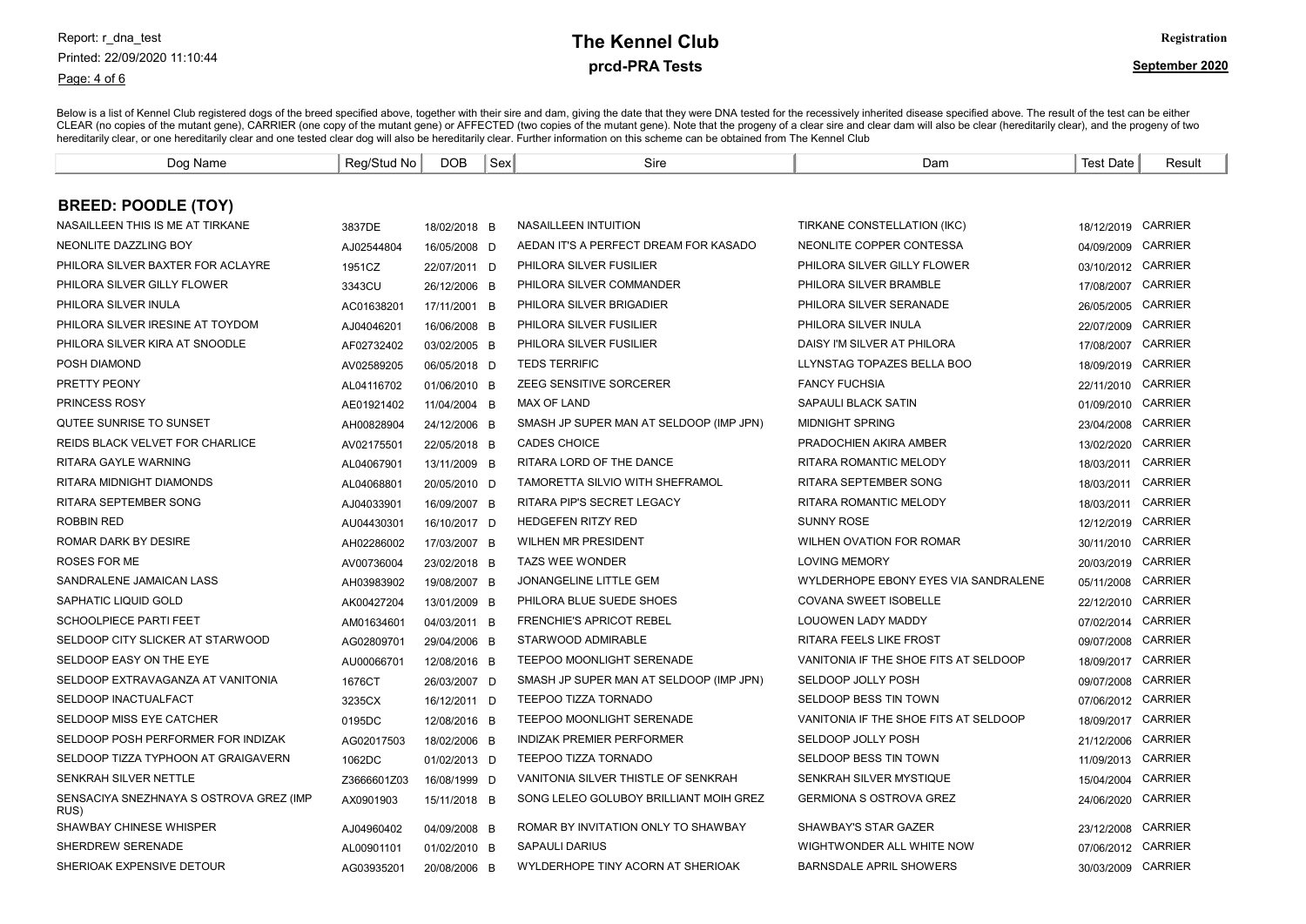**The Kennel Club**

**prcd-PRA Tests**

Report: r_dna_test
Printed: 22/09/2020 11:10:44

**Registration**

**September 2020**

Below is a list of Kennel Club registered dogs of the breed specified above, together with their sire and dam, giving the date that they were DNA tested for the recessively inherited disease specified above. The result of the test can be either CLEAR (no copies of the mutant gene), CARRIER (one copy of the mutant gene) or AFFECTED (two copies of the mutant gene). Note that the progeny of a clear sire and clear dam will also be clear (hereditarily clear), and the progeny of two hereditarily clear, or one hereditarily clear and one tested clear dog will also be hereditarily clear. Further information on this scheme can be obtained from The Kennel Club

## BREED: POODLE (TOY)

| Dog Name | Reg/Stud No | DOB | Sex | Sire | Dam | Test Date | Result |
|---|---|---|---|---|---|---|---|
| NASAILLEEN THIS IS ME AT TIRKANE | 3837DE | 18/02/2018 | B | NASAILLEEN INTUITION | TIRKANE CONSTELLATION (IKC) | 18/12/2019 | CARRIER |
| NEONLITE DAZZLING BOY | AJ02544804 | 16/05/2008 | D | AEDAN IT'S A PERFECT DREAM FOR KASADO | NEONLITE COPPER CONTESSA | 04/09/2009 | CARRIER |
| PHILORA SILVER BAXTER FOR ACLAYRE | 1951CZ | 22/07/2011 | D | PHILORA SILVER FUSILIER | PHILORA SILVER GILLY FLOWER | 03/10/2012 | CARRIER |
| PHILORA SILVER GILLY FLOWER | 3343CU | 26/12/2006 | B | PHILORA SILVER COMMANDER | PHILORA SILVER BRAMBLE | 17/08/2007 | CARRIER |
| PHILORA SILVER INULA | AC01638201 | 17/11/2001 | B | PHILORA SILVER BRIGADIER | PHILORA SILVER SERANADE | 26/05/2005 | CARRIER |
| PHILORA SILVER IRESINE AT TOYDOM | AJ04046201 | 16/06/2008 | B | PHILORA SILVER FUSILIER | PHILORA SILVER INULA | 22/07/2009 | CARRIER |
| PHILORA SILVER KIRA AT SNOODLE | AF02732402 | 03/02/2005 | B | PHILORA SILVER FUSILIER | DAISY I'M SILVER AT PHILORA | 17/08/2007 | CARRIER |
| POSH DIAMOND | AV02589205 | 06/05/2018 | D | TEDS TERRIFIC | LLYNSTAG TOPAZES BELLA BOO | 18/09/2019 | CARRIER |
| PRETTY PEONY | AL04116702 | 01/06/2010 | B | ZEEG SENSITIVE SORCERER | FANCY FUCHSIA | 22/11/2010 | CARRIER |
| PRINCESS ROSY | AE01921402 | 11/04/2004 | B | MAX OF LAND | SAPAULI BLACK SATIN | 01/09/2010 | CARRIER |
| QUTEE SUNRISE TO SUNSET | AH00828904 | 24/12/2006 | B | SMASH JP SUPER MAN AT SELDOOP (IMP JPN) | MIDNIGHT SPRING | 23/04/2008 | CARRIER |
| REIDS BLACK VELVET FOR CHARLICE | AV02175501 | 22/05/2018 | B | CADES CHOICE | PRADOCHIEN AKIRA AMBER | 13/02/2020 | CARRIER |
| RITARA GAYLE WARNING | AL04067901 | 13/11/2009 | B | RITARA LORD OF THE DANCE | RITARA ROMANTIC MELODY | 18/03/2011 | CARRIER |
| RITARA MIDNIGHT DIAMONDS | AL04068801 | 20/05/2010 | D | TAMORETTA SILVIO WITH SHEFRAMOL | RITARA SEPTEMBER SONG | 18/03/2011 | CARRIER |
| RITARA SEPTEMBER SONG | AJ04033901 | 16/09/2007 | B | RITARA PIP'S SECRET LEGACY | RITARA ROMANTIC MELODY | 18/03/2011 | CARRIER |
| ROBBIN RED | AU04430301 | 16/10/2017 | D | HEDGEFEN RITZY RED | SUNNY ROSE | 12/12/2019 | CARRIER |
| ROMAR DARK BY DESIRE | AH02286002 | 17/03/2007 | B | WILHEN MR PRESIDENT | WILHEN OVATION FOR ROMAR | 30/11/2010 | CARRIER |
| ROSES FOR ME | AV00736004 | 23/02/2018 | B | TAZS WEE WONDER | LOVING MEMORY | 20/03/2019 | CARRIER |
| SANDRALENE JAMAICAN LASS | AH03983902 | 19/08/2007 | B | JONANGELINE LITTLE GEM | WYLDERHOPE EBONY EYES VIA SANDRALENE | 05/11/2008 | CARRIER |
| SAPHATIC LIQUID GOLD | AK00427204 | 13/01/2009 | B | PHILORA BLUE SUEDE SHOES | COVANA SWEET ISOBELLE | 22/12/2010 | CARRIER |
| SCHOOLPIECE PARTI FEET | AM01634601 | 04/03/2011 | B | FRENCHIE'S APRICOT REBEL | LOUOWEN LADY MADDY | 07/02/2014 | CARRIER |
| SELDOOP CITY SLICKER AT STARWOOD | AG02809701 | 29/04/2006 | B | STARWOOD ADMIRABLE | RITARA FEELS LIKE FROST | 09/07/2008 | CARRIER |
| SELDOOP EASY ON THE EYE | AU00066701 | 12/08/2016 | B | TEEPOO MOONLIGHT SERENADE | VANITONIA IF THE SHOE FITS AT SELDOOP | 18/09/2017 | CARRIER |
| SELDOOP EXTRAVAGANZA AT VANITONIA | 1676CT | 26/03/2007 | D | SMASH JP SUPER MAN AT SELDOOP (IMP JPN) | SELDOOP JOLLY POSH | 09/07/2008 | CARRIER |
| SELDOOP INACTUALFACT | 3235CX | 16/12/2011 | D | TEEPOO TIZZA TORNADO | SELDOOP BESS TIN TOWN | 07/06/2012 | CARRIER |
| SELDOOP MISS EYE CATCHER | 0195DC | 12/08/2016 | B | TEEPOO MOONLIGHT SERENADE | VANITONIA IF THE SHOE FITS AT SELDOOP | 18/09/2017 | CARRIER |
| SELDOOP POSH PERFORMER FOR INDIZAK | AG02017503 | 18/02/2006 | B | INDIZAK PREMIER PERFORMER | SELDOOP JOLLY POSH | 21/12/2006 | CARRIER |
| SELDOOP TIZZA TYPHOON AT GRAIGAVERN | 1062DC | 01/02/2013 | D | TEEPOO TIZZA TORNADO | SELDOOP BESS TIN TOWN | 11/09/2013 | CARRIER |
| SENKRAH SILVER NETTLE | Z3666601Z03 | 16/08/1999 | D | VANITONIA SILVER THISTLE OF SENKRAH | SENKRAH SILVER MYSTIQUE | 15/04/2004 | CARRIER |
| SENSACIYA SNEZHNAYA S OSTROVA GREZ (IMP RUS) | AX0901903 | 15/11/2018 | B | SONG LELEO GOLUBOY BRILLIANT MOIH GREZ | GERMIONA S OSTROVA GREZ | 24/06/2020 | CARRIER |
| SHAWBAY CHINESE WHISPER | AJ04960402 | 04/09/2008 | B | ROMAR BY INVITATION ONLY TO SHAWBAY | SHAWBAY'S STAR GAZER | 23/12/2008 | CARRIER |
| SHERDREW SERENADE | AL00901101 | 01/02/2010 | B | SAPAULI DARIUS | WIGHTWONDER ALL WHITE NOW | 07/06/2012 | CARRIER |
| SHERIOAK EXPENSIVE DETOUR | AG03935201 | 20/08/2006 | B | WYLDERHOPE TINY ACORN AT SHERIOAK | BARNSDALE APRIL SHOWERS | 30/03/2009 | CARRIER |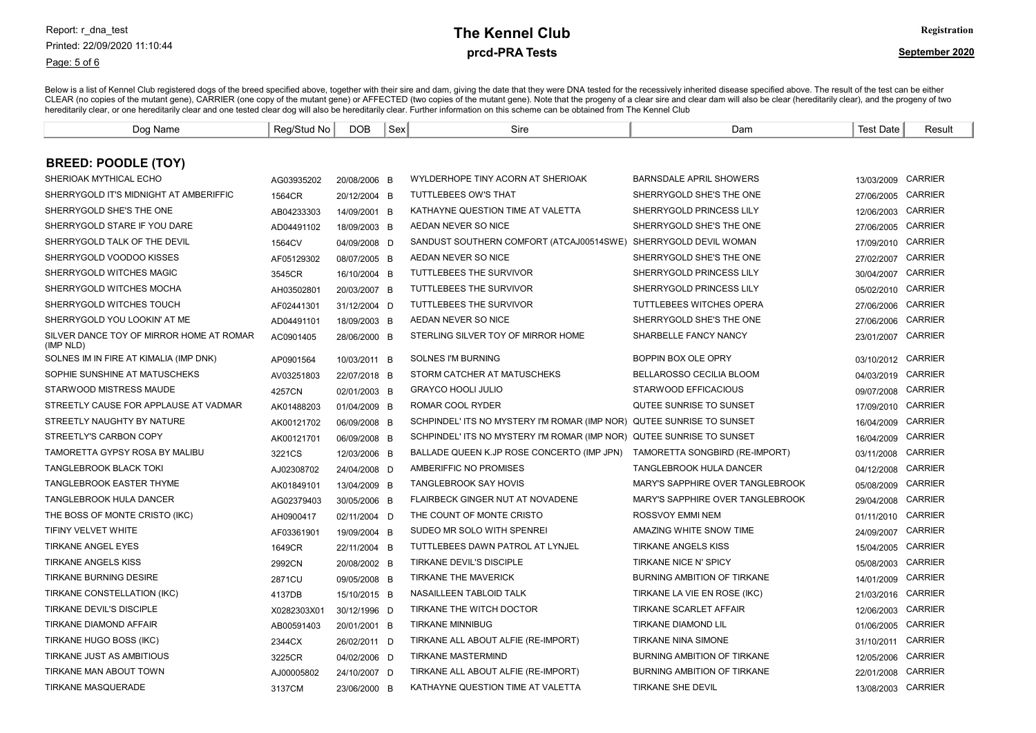Below is a list of Kennel Club registered dogs of the breed specified above, together with their sire and dam, giving the date that they were DNA tested for the recessively inherited disease specified above. The result of the test can be either CLEAR (no copies of the mutant gene), CARRIER (one copy of the mutant gene) or AFFECTED (two copies of the mutant gene). Note that the progeny of a clear sire and clear dam will also be clear (hereditarily clear), and the progeny of two hereditarily clear, or one hereditarily clear and one tested clear dog will also be hereditarily clear. Further information on this scheme can be obtained from The Kennel Club

| Dog Name | Reg/Stud No | DOB | Sex | Sire | Dam | Test Date | Result |
|---|---|---|---|---|---|---|---|
| **BREED: POODLE (TOY)** | | | | | | | |
| SHERIOAK MYTHICAL ECHO | AG03935202 | 20/08/2006 | B | WYLDERHOPE TINY ACORN AT SHERIOAK | BARNSDALE APRIL SHOWERS | 13/03/2009 | CARRIER |
| SHERRYGOLD IT'S MIDNIGHT AT AMBERIFFIC | 1564CR | 20/12/2004 | B | TUTTLEBEES OW'S THAT | SHERRYGOLD SHE'S THE ONE | 27/06/2005 | CARRIER |
| SHERRYGOLD SHE'S THE ONE | AB04233303 | 14/09/2001 | B | KATHAYNE QUESTION TIME AT VALETTA | SHERRYGOLD PRINCESS LILY | 12/06/2003 | CARRIER |
| SHERRYGOLD STARE IF YOU DARE | AD04491102 | 18/09/2003 | B | AEDAN NEVER SO NICE | SHERRYGOLD SHE'S THE ONE | 27/06/2005 | CARRIER |
| SHERRYGOLD TALK OF THE DEVIL | 1564CV | 04/09/2008 | D | SANDUST SOUTHERN COMFORT (ATCAJ00514SWE) | SHERRYGOLD DEVIL WOMAN | 17/09/2010 | CARRIER |
| SHERRYGOLD VOODOO KISSES | AF05129302 | 08/07/2005 | B | AEDAN NEVER SO NICE | SHERRYGOLD SHE'S THE ONE | 27/02/2007 | CARRIER |
| SHERRYGOLD WITCHES MAGIC | 3545CR | 16/10/2004 | B | TUTTLEBEES THE SURVIVOR | SHERRYGOLD PRINCESS LILY | 30/04/2007 | CARRIER |
| SHERRYGOLD WITCHES MOCHA | AH03502801 | 20/03/2007 | B | TUTTLEBEES THE SURVIVOR | SHERRYGOLD PRINCESS LILY | 05/02/2010 | CARRIER |
| SHERRYGOLD WITCHES TOUCH | AF02441301 | 31/12/2004 | D | TUTTLEBEES THE SURVIVOR | TUTTLEBEES WITCHES OPERA | 27/06/2006 | CARRIER |
| SHERRYGOLD YOU LOOKIN' AT ME | AD04491101 | 18/09/2003 | B | AEDAN NEVER SO NICE | SHERRYGOLD SHE'S THE ONE | 27/06/2006 | CARRIER |
| SILVER DANCE TOY OF MIRROR HOME AT ROMAR (IMP NLD) | AC0901405 | 28/06/2000 | B | STERLING SILVER TOY OF MIRROR HOME | SHARBELLE FANCY NANCY | 23/01/2007 | CARRIER |
| SOLNES IM IN FIRE AT KIMALIA (IMP DNK) | AP0901564 | 10/03/2011 | B | SOLNES I'M BURNING | BOPPIN BOX OLE OPRY | 03/10/2012 | CARRIER |
| SOPHIE SUNSHINE AT MATUSCHEKS | AV03251803 | 22/07/2018 | B | STORM CATCHER AT MATUSCHEKS | BELLAROSSO CECILIA BLOOM | 04/03/2019 | CARRIER |
| STARWOOD MISTRESS MAUDE | 4257CN | 02/01/2003 | B | GRAYCO HOOLI JULIO | STARWOOD EFFICACIOUS | 09/07/2008 | CARRIER |
| STREETLY CAUSE FOR APPLAUSE AT VADMAR | AK01488203 | 01/04/2009 | B | ROMAR COOL RYDER | QUTEE SUNRISE TO SUNSET | 17/09/2010 | CARRIER |
| STREETLY NAUGHTY BY NATURE | AK00121702 | 06/09/2008 | B | SCHPINDEL' ITS NO MYSTERY I'M ROMAR (IMP NOR) | QUTEE SUNRISE TO SUNSET | 16/04/2009 | CARRIER |
| STREETLY'S CARBON COPY | AK00121701 | 06/09/2008 | B | SCHPINDEL' ITS NO MYSTERY I'M ROMAR (IMP NOR) | QUTEE SUNRISE TO SUNSET | 16/04/2009 | CARRIER |
| TAMORETTA GYPSY ROSA BY MALIBU | 3221CS | 12/03/2006 | B | BALLADE QUEEN K.JP ROSE CONCERTO (IMP JPN) | TAMORETTA SONGBIRD (RE-IMPORT) | 03/11/2008 | CARRIER |
| TANGLEBROOK BLACK TOKI | AJ02308702 | 24/04/2008 | D | AMBERIFFIC NO PROMISES | TANGLEBROOK HULA DANCER | 04/12/2008 | CARRIER |
| TANGLEBROOK EASTER THYME | AK01849101 | 13/04/2009 | B | TANGLEBROOK SAY HOVIS | MARY'S SAPPHIRE OVER TANGLEBROOK | 05/08/2009 | CARRIER |
| TANGLEBROOK HULA DANCER | AG02379403 | 30/05/2006 | B | FLAIRBECK GINGER NUT AT NOVADENE | MARY'S SAPPHIRE OVER TANGLEBROOK | 29/04/2008 | CARRIER |
| THE BOSS OF MONTE CRISTO (IKC) | AH0900417 | 02/11/2004 | D | THE COUNT OF MONTE CRISTO | ROSSVOY EMMI NEM | 01/11/2010 | CARRIER |
| TIFINY VELVET WHITE | AF03361901 | 19/09/2004 | B | SUDEO MR SOLO WITH SPENREI | AMAZING WHITE SNOW TIME | 24/09/2007 | CARRIER |
| TIRKANE ANGEL EYES | 1649CR | 22/11/2004 | B | TUTTLEBEES DAWN PATROL AT LYNJEL | TIRKANE ANGELS KISS | 15/04/2005 | CARRIER |
| TIRKANE ANGELS KISS | 2992CN | 20/08/2002 | B | TIRKANE DEVIL'S DISCIPLE | TIRKANE NICE N' SPICY | 05/08/2003 | CARRIER |
| TIRKANE BURNING DESIRE | 2871CU | 09/05/2008 | B | TIRKANE THE MAVERICK | BURNING AMBITION OF TIRKANE | 14/01/2009 | CARRIER |
| TIRKANE CONSTELLATION (IKC) | 4137DB | 15/10/2015 | B | NASAILLEEN TABLOID TALK | TIRKANE LA VIE EN ROSE (IKC) | 21/03/2016 | CARRIER |
| TIRKANE DEVIL'S DISCIPLE | X0282303X01 | 30/12/1996 | D | TIRKANE THE WITCH DOCTOR | TIRKANE SCARLET AFFAIR | 12/06/2003 | CARRIER |
| TIRKANE DIAMOND AFFAIR | AB00591403 | 20/01/2001 | B | TIRKANE MINNIBUG | TIRKANE DIAMOND LIL | 01/06/2005 | CARRIER |
| TIRKANE HUGO BOSS (IKC) | 2344CX | 26/02/2011 | D | TIRKANE ALL ABOUT ALFIE (RE-IMPORT) | TIRKANE NINA SIMONE | 31/10/2011 | CARRIER |
| TIRKANE JUST AS AMBITIOUS | 3225CR | 04/02/2006 | D | TIRKANE MASTERMIND | BURNING AMBITION OF TIRKANE | 12/05/2006 | CARRIER |
| TIRKANE MAN ABOUT TOWN | AJ00005802 | 24/10/2007 | D | TIRKANE ALL ABOUT ALFIE (RE-IMPORT) | BURNING AMBITION OF TIRKANE | 22/01/2008 | CARRIER |
| TIRKANE MASQUERADE | 3137CM | 23/06/2000 | B | KATHAYNE QUESTION TIME AT VALETTA | TIRKANE SHE DEVIL | 13/08/2003 | CARRIER |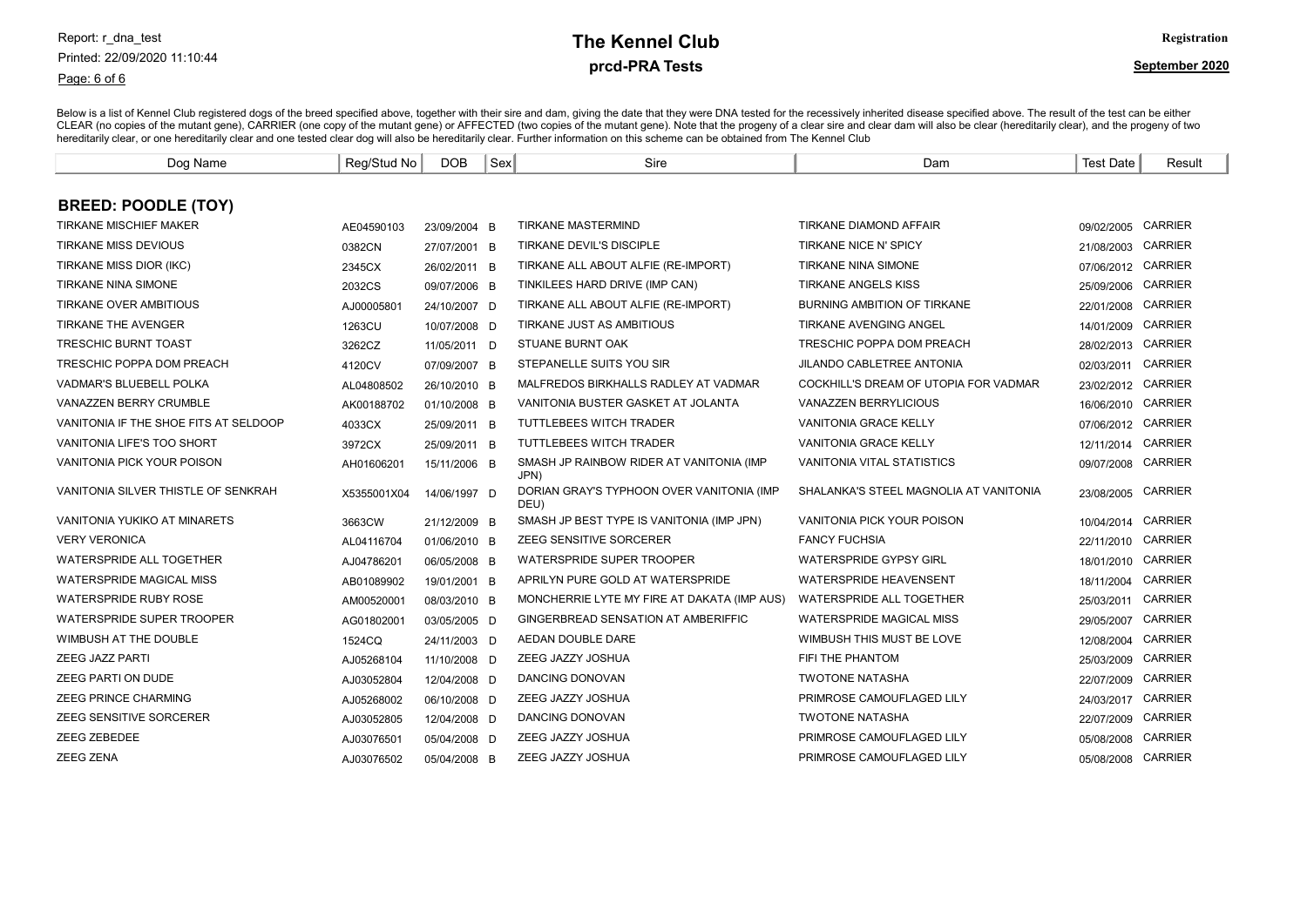Below is a list of Kennel Club registered dogs of the breed specified above, together with their sire and dam, giving the date that they were DNA tested for the recessively inherited disease specified above. The result of the test can be either CLEAR (no copies of the mutant gene), CARRIER (one copy of the mutant gene) or AFFECTED (two copies of the mutant gene). Note that the progeny of a clear sire and clear dam will also be clear (hereditarily clear), and the progeny of two hereditarily clear, or one hereditarily clear and one tested clear dog will also be hereditarily clear. Further information on this scheme can be obtained from The Kennel Club

| Dog Name | Reg/Stud No | DOB | Sex | Sire | Dam | Test Date | Result |
|---|---|---|---|---|---|---|---|
| **BREED: POODLE (TOY)** | | | | | | | |
| TIRKANE MISCHIEF MAKER | AE04590103 | 23/09/2004 | B | TIRKANE MASTERMIND | TIRKANE DIAMOND AFFAIR | 09/02/2005 | CARRIER |
| TIRKANE MISS DEVIOUS | 0382CN | 27/07/2001 | B | TIRKANE DEVIL'S DISCIPLE | TIRKANE NICE N' SPICY | 21/08/2003 | CARRIER |
| TIRKANE MISS DIOR (IKC) | 2345CX | 26/02/2011 | B | TIRKANE ALL ABOUT ALFIE (RE-IMPORT) | TIRKANE NINA SIMONE | 07/06/2012 | CARRIER |
| TIRKANE NINA SIMONE | 2032CS | 09/07/2006 | B | TINKILEES HARD DRIVE (IMP CAN) | TIRKANE ANGELS KISS | 25/09/2006 | CARRIER |
| TIRKANE OVER AMBITIOUS | AJ00005801 | 24/10/2007 | D | TIRKANE ALL ABOUT ALFIE (RE-IMPORT) | BURNING AMBITION OF TIRKANE | 22/01/2008 | CARRIER |
| TIRKANE THE AVENGER | 1263CU | 10/07/2008 | D | TIRKANE JUST AS AMBITIOUS | TIRKANE AVENGING ANGEL | 14/01/2009 | CARRIER |
| TRESCHIC BURNT TOAST | 3262CZ | 11/05/2011 | D | STUANE BURNT OAK | TRESCHIC POPPA DOM PREACH | 28/02/2013 | CARRIER |
| TRESCHIC POPPA DOM PREACH | 4120CV | 07/09/2007 | B | STEPANELLE SUITS YOU SIR | JILANDO CABLETREE ANTONIA | 02/03/2011 | CARRIER |
| VADMAR'S BLUEBELL POLKA | AL04808502 | 26/10/2010 | B | MALFREDOS BIRKHALLS RADLEY AT VADMAR | COCKHILL'S DREAM OF UTOPIA FOR VADMAR | 23/02/2012 | CARRIER |
| VANAZZEN BERRY CRUMBLE | AK00188702 | 01/10/2008 | B | VANITONIA BUSTER GASKET AT JOLANTA | VANAZZEN BERRYLICIOUS | 16/06/2010 | CARRIER |
| VANITONIA IF THE SHOE FITS AT SELDOOP | 4033CX | 25/09/2011 | B | TUTTLEBEES WITCH TRADER | VANITONIA GRACE KELLY | 07/06/2012 | CARRIER |
| VANITONIA LIFE'S TOO SHORT | 3972CX | 25/09/2011 | B | TUTTLEBEES WITCH TRADER | VANITONIA GRACE KELLY | 12/11/2014 | CARRIER |
| VANITONIA PICK YOUR POISON | AH01606201 | 15/11/2006 | B | SMASH JP RAINBOW RIDER AT VANITONIA (IMP JPN) | VANITONIA VITAL STATISTICS | 09/07/2008 | CARRIER |
| VANITONIA SILVER THISTLE OF SENKRAH | X5355001X04 | 14/06/1997 | D | DORIAN GRAY'S TYPHOON OVER VANITONIA (IMP DEU) | SHALANKA'S STEEL MAGNOLIA AT VANITONIA | 23/08/2005 | CARRIER |
| VANITONIA YUKIKO AT MINARETS | 3663CW | 21/12/2009 | B | SMASH JP BEST TYPE IS VANITONIA (IMP JPN) | VANITONIA PICK YOUR POISON | 10/04/2014 | CARRIER |
| VERY VERONICA | AL04116704 | 01/06/2010 | B | ZEEG SENSITIVE SORCERER | FANCY FUCHSIA | 22/11/2010 | CARRIER |
| WATERSPRIDE ALL TOGETHER | AJ04786201 | 06/05/2008 | B | WATERSPRIDE SUPER TROOPER | WATERSPRIDE GYPSY GIRL | 18/01/2010 | CARRIER |
| WATERSPRIDE MAGICAL MISS | AB01089902 | 19/01/2001 | B | APRILYN PURE GOLD AT WATERSPRIDE | WATERSPRIDE HEAVENSENT | 18/11/2004 | CARRIER |
| WATERSPRIDE RUBY ROSE | AM00520001 | 08/03/2010 | B | MONCHERRIE LYTE MY FIRE AT DAKATA (IMP AUS) | WATERSPRIDE ALL TOGETHER | 25/03/2011 | CARRIER |
| WATERSPRIDE SUPER TROOPER | AG01802001 | 03/05/2005 | D | GINGERBREAD SENSATION AT AMBERIFFIC | WATERSPRIDE MAGICAL MISS | 29/05/2007 | CARRIER |
| WIMBUSH AT THE DOUBLE | 1524CQ | 24/11/2003 | D | AEDAN DOUBLE DARE | WIMBUSH THIS MUST BE LOVE | 12/08/2004 | CARRIER |
| ZEEG JAZZ PARTI | AJ05268104 | 11/10/2008 | D | ZEEG JAZZY JOSHUA | FIFI THE PHANTOM | 25/03/2009 | CARRIER |
| ZEEG PARTI ON DUDE | AJ03052804 | 12/04/2008 | D | DANCING DONOVAN | TWOTONE NATASHA | 22/07/2009 | CARRIER |
| ZEEG PRINCE CHARMING | AJ05268002 | 06/10/2008 | D | ZEEG JAZZY JOSHUA | PRIMROSE CAMOUFLAGED LILY | 24/03/2017 | CARRIER |
| ZEEG SENSITIVE SORCERER | AJ03052805 | 12/04/2008 | D | DANCING DONOVAN | TWOTONE NATASHA | 22/07/2009 | CARRIER |
| ZEEG ZEBEDEE | AJ03076501 | 05/04/2008 | D | ZEEG JAZZY JOSHUA | PRIMROSE CAMOUFLAGED LILY | 05/08/2008 | CARRIER |
| ZEEG ZENA | AJ03076502 | 05/04/2008 | B | ZEEG JAZZY JOSHUA | PRIMROSE CAMOUFLAGED LILY | 05/08/2008 | CARRIER |